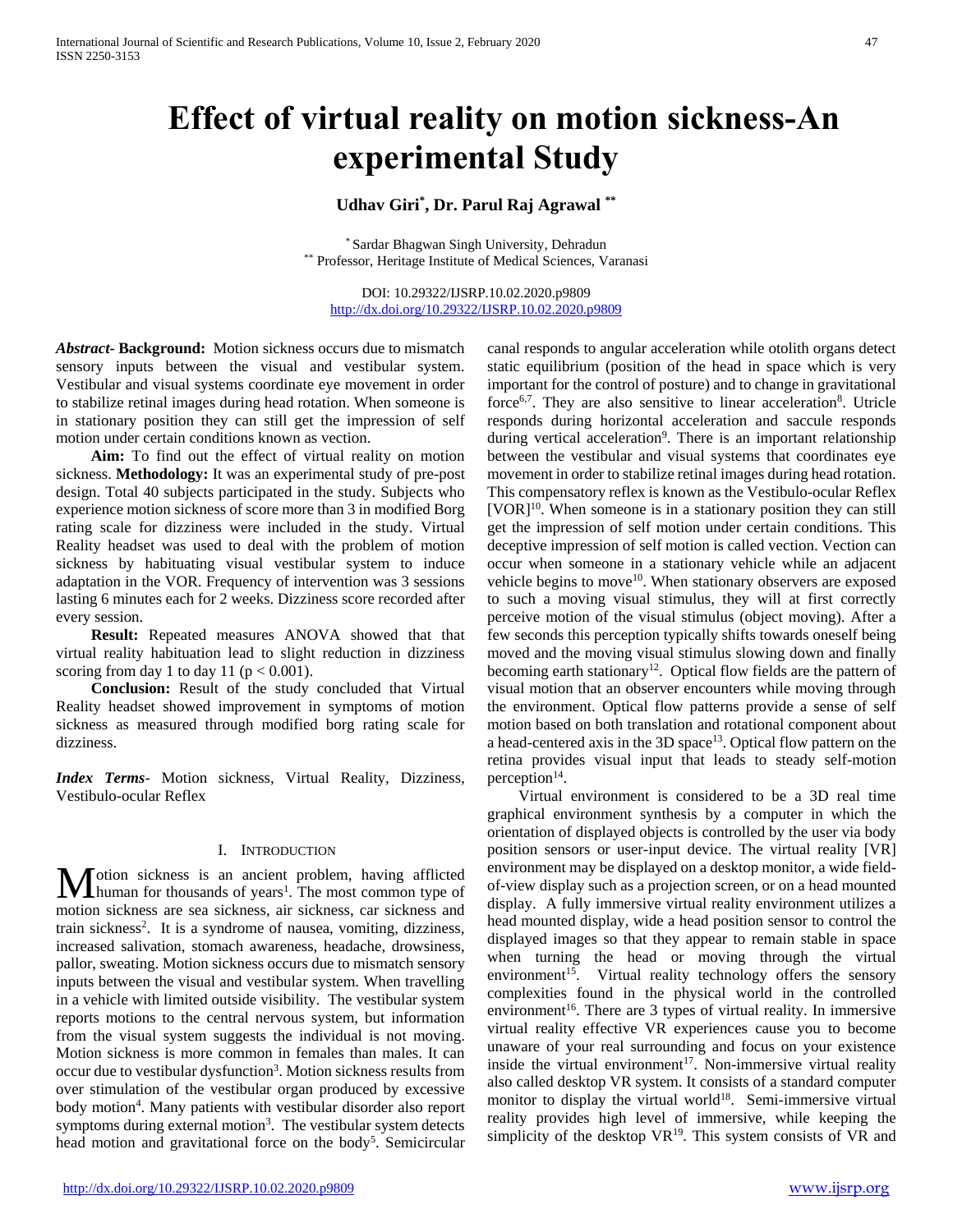# Effect of virtual reality on motion sickness-An experimental Study

**Udhav Giri*, Dr. Parul Raj Agrawal****

* Sardar Bhagwan Singh University, Dehradun
** Professor, Heritage Institute of Medical Sciences, Varanasi

DOI: 10.29322/IJSRP.10.02.2020.p9809
http://dx.doi.org/10.29322/IJSRP.10.02.2020.p9809

***Abstract*- Background:** Motion sickness occurs due to mismatch sensory inputs between the visual and vestibular system. Vestibular and visual systems coordinate eye movement in order to stabilize retinal images during head rotation. When someone is in stationary position they can still get the impression of self motion under certain conditions known as vection.

**Aim:** To find out the effect of virtual reality on motion sickness. **Methodology:** It was an experimental study of pre-post design. Total 40 subjects participated in the study. Subjects who experience motion sickness of score more than 3 in modified Borg rating scale for dizziness were included in the study. Virtual Reality headset was used to deal with the problem of motion sickness by habituating visual vestibular system to induce adaptation in the VOR. Frequency of intervention was 3 sessions lasting 6 minutes each for 2 weeks. Dizziness score recorded after every session.

**Result:** Repeated measures ANOVA showed that that virtual reality habituation lead to slight reduction in dizziness scoring from day 1 to day 11 ($p < 0.001$).

**Conclusion:** Result of the study concluded that Virtual Reality headset showed improvement in symptoms of motion sickness as measured through modified borg rating scale for dizziness.

***Index Terms*-** Motion sickness, Virtual Reality, Dizziness, Vestibulo-ocular Reflex

## I. Introduction

Motion sickness is an ancient problem, having afflicted human for thousands of years[1]. The most common type of motion sickness are sea sickness, air sickness, car sickness and train sickness[2]. It is a syndrome of nausea, vomiting, dizziness, increased salivation, stomach awareness, headache, drowsiness, pallor, sweating. Motion sickness occurs due to mismatch sensory inputs between the visual and vestibular system. When travelling in a vehicle with limited outside visibility. The vestibular system reports motions to the central nervous system, but information from the visual system suggests the individual is not moving. Motion sickness is more common in females than males. It can occur due to vestibular dysfunction[3]. Motion sickness results from over stimulation of the vestibular organ produced by excessive body motion[4]. Many patients with vestibular disorder also report symptoms during external motion[3]. The vestibular system detects head motion and gravitational force on the body[5]. Semicircular canal responds to angular acceleration while otolith organs detect static equilibrium (position of the head in space which is very important for the control of posture) and to change in gravitational force[6,7]. They are also sensitive to linear acceleration[8]. Utricle responds during horizontal acceleration and saccule responds during vertical acceleration[9]. There is an important relationship between the vestibular and visual systems that coordinates eye movement in order to stabilize retinal images during head rotation. This compensatory reflex is known as the Vestibulo-ocular Reflex [VOR][10]. When someone is in a stationary position they can still get the impression of self motion under certain conditions. This deceptive impression of self motion is called vection. Vection can occur when someone in a stationary vehicle while an adjacent vehicle begins to move[10]. When stationary observers are exposed to such a moving visual stimulus, they will at first correctly perceive motion of the visual stimulus (object moving). After a few seconds this perception typically shifts towards oneself being moved and the moving visual stimulus slowing down and finally becoming earth stationary[12]. Optical flow fields are the pattern of visual motion that an observer encounters while moving through the environment. Optical flow patterns provide a sense of self motion based on both translation and rotational component about a head-centered axis in the 3D space[13]. Optical flow pattern on the retina provides visual input that leads to steady self-motion perception[14].

Virtual environment is considered to be a 3D real time graphical environment synthesis by a computer in which the orientation of displayed objects is controlled by the user via body position sensors or user-input device. The virtual reality [VR] environment may be displayed on a desktop monitor, a wide field-of-view display such as a projection screen, or on a head mounted display. A fully immersive virtual reality environment utilizes a head mounted display, wide a head position sensor to control the displayed images so that they appear to remain stable in space when turning the head or moving through the virtual environment[15]. Virtual reality technology offers the sensory complexities found in the physical world in the controlled environment[16]. There are 3 types of virtual reality. In immersive virtual reality effective VR experiences cause you to become unaware of your real surrounding and focus on your existence inside the virtual environment[17]. Non-immersive virtual reality also called desktop VR system. It consists of a standard computer monitor to display the virtual world[18]. Semi-immersive virtual reality provides high level of immersive, while keeping the simplicity of the desktop VR[19]. This system consists of VR and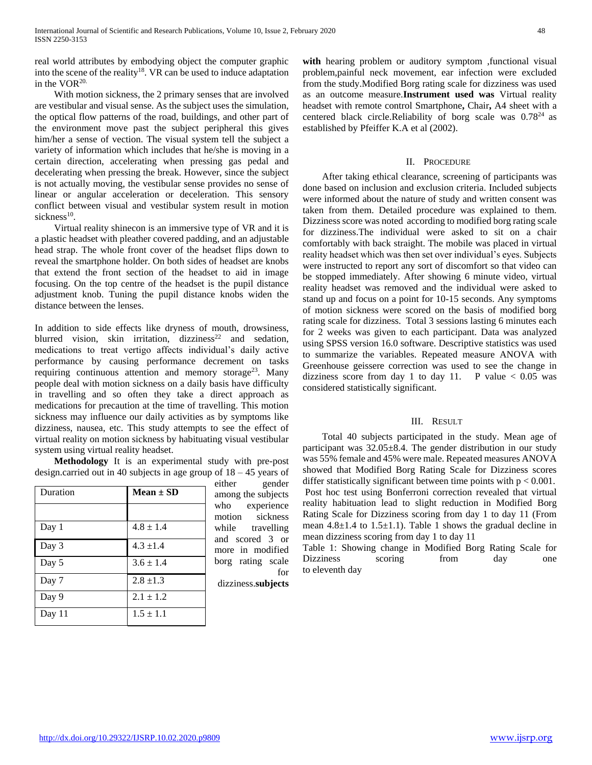real world attributes by embodying object the computer graphic into the scene of the reality[18]. VR can be used to induce adaptation in the VOR[20.]

With motion sickness, the 2 primary senses that are involved are vestibular and visual sense. As the subject uses the simulation, the optical flow patterns of the road, buildings, and other part of the environment move past the subject peripheral this gives him/her a sense of vection. The visual system tell the subject a variety of information which includes that he/she is moving in a certain direction, accelerating when pressing gas pedal and decelerating when pressing the break. However, since the subject is not actually moving, the vestibular sense provides no sense of linear or angular acceleration or deceleration. This sensory conflict between visual and vestibular system result in motion sickness[10].

Virtual reality shinecon is an immersive type of VR and it is a plastic headset with pleather covered padding, and an adjustable head strap. The whole front cover of the headset flips down to reveal the smartphone holder. On both sides of headset are knobs that extend the front section of the headset to aid in image focusing. On the top centre of the headset is the pupil distance adjustment knob. Tuning the pupil distance knobs widen the distance between the lenses.

In addition to side effects like dryness of mouth, drowsiness, blurred vision, skin irritation, dizziness[22] and sedation, medications to treat vertigo affects individual's daily active performance by causing performance decrement on tasks requiring continuous attention and memory storage[23]. Many people deal with motion sickness on a daily basis have difficulty in travelling and so often they take a direct approach as medications for precaution at the time of travelling. This motion sickness may influence our daily activities as by symptoms like dizziness, nausea, etc. This study attempts to see the effect of virtual reality on motion sickness by habituating visual vestibular system using virtual reality headset.

**Methodology** It is an experimental study with pre-post design.carried out in 40 subjects in age group of 18 – 45 years of either gender among the subjects who experience motion sickness while travelling and scored 3 or more in modified borg rating scale for dizziness.**subjects with** hearing problem or auditory symptom ,functional visual problem,painful neck movement, ear infection were excluded from the study.Modified Borg rating scale for dizziness was used as an outcome measure.**Instrument used was** Virtual reality headset with remote control Smartphone**,** Chair**,** A4 sheet with a centered black circle.Reliability of borg scale was 0.78[24] as established by Pfeiffer K.A et al (2002).

## II. Procedure

After taking ethical clearance, screening of participants was done based on inclusion and exclusion criteria. Included subjects were informed about the nature of study and written consent was taken from them. Detailed procedure was explained to them. Dizziness score was noted according to modified borg rating scale for dizziness.The individual were asked to sit on a chair comfortably with back straight. The mobile was placed in virtual reality headset which was then set over individual's eyes. Subjects were instructed to report any sort of discomfort so that video can be stopped immediately. After showing 6 minute video, virtual reality headset was removed and the individual were asked to stand up and focus on a point for 10-15 seconds. Any symptoms of motion sickness were scored on the basis of modified borg rating scale for dizziness. Total 3 sessions lasting 6 minutes each for 2 weeks was given to each participant. Data was analyzed using SPSS version 16.0 software. Descriptive statistics was used to summarize the variables. Repeated measure ANOVA with Greenhouse geissere correction was used to see the change in dizziness score from day 1 to day 11. P value $< 0.05$ was considered statistically significant.

## III. Result

Total 40 subjects participated in the study. Mean age of participant was 32.05±8.4. The gender distribution in our study was 55% female and 45% were male. Repeated measures ANOVA showed that Modified Borg Rating Scale for Dizziness scores differ statistically significant between time points with $p < 0.001$. Post hoc test using Bonferroni correction revealed that virtual reality habituation lead to slight reduction in Modified Borg Rating Scale for Dizziness scoring from day 1 to day 11 (From mean 4.8±1.4 to 1.5±1.1). Table 1 shows the gradual decline in mean dizziness scoring from day 1 to day 11

Table 1: Showing change in Modified Borg Rating Scale for Dizziness scoring from day one to eleventh day

| Duration | **Mean ± SD** |
|---|---|
| | |
| Day 1 | 4.8 ± 1.4 |
| Day 3 | 4.3 ±1.4 |
| Day 5 | 3.6 ± 1.4 |
| Day 7 | 2.8 ±1.3 |
| Day 9 | 2.1 ± 1.2 |
| Day 11 | 1.5 ± 1.1 |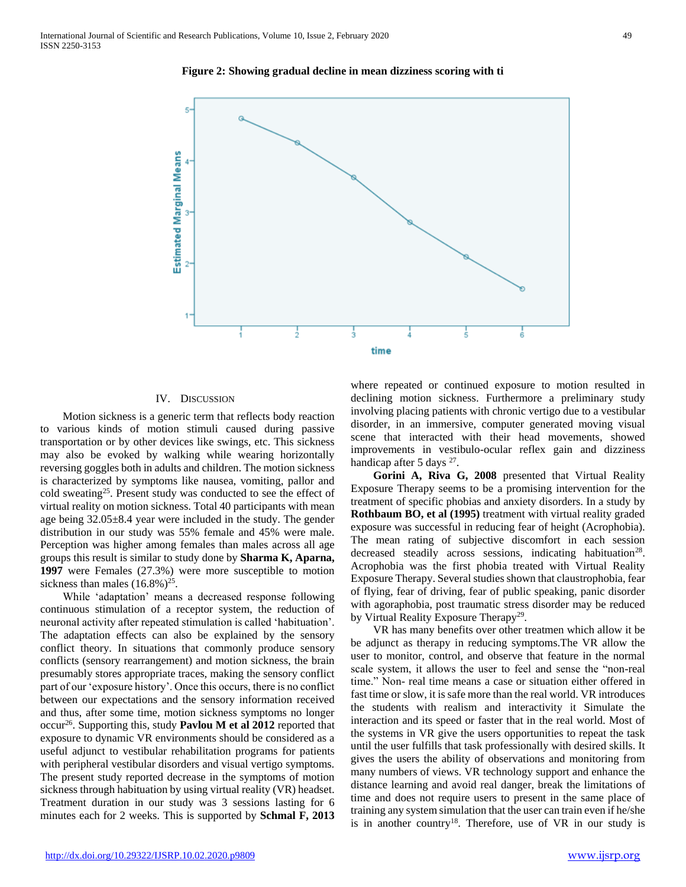**Figure 2: Showing gradual decline in mean dizziness scoring with ti**

## IV. Discussion

Motion sickness is a generic term that reflects body reaction to various kinds of motion stimuli caused during passive transportation or by other devices like swings, etc. This sickness may also be evoked by walking while wearing horizontally reversing goggles both in adults and children. The motion sickness is characterized by symptoms like nausea, vomiting, pallor and cold sweating[25]. Present study was conducted to see the effect of virtual reality on motion sickness. Total 40 participants with mean age being 32.05±8.4 year were included in the study. The gender distribution in our study was 55% female and 45% were male. Perception was higher among females than males across all age groups this result is similar to study done by **Sharma K, Aparna, 1997** were Females (27.3%) were more susceptible to motion sickness than males (16.8%)[25].

While 'adaptation' means a decreased response following continuous stimulation of a receptor system, the reduction of neuronal activity after repeated stimulation is called 'habituation'. The adaptation effects can also be explained by the sensory conflict theory. In situations that commonly produce sensory conflicts (sensory rearrangement) and motion sickness, the brain presumably stores appropriate traces, making the sensory conflict part of our 'exposure history'. Once this occurs, there is no conflict between our expectations and the sensory information received and thus, after some time, motion sickness symptoms no longer occur[26]. Supporting this, study **Pavlou M et al 2012** reported that exposure to dynamic VR environments should be considered as a useful adjunct to vestibular rehabilitation programs for patients with peripheral vestibular disorders and visual vertigo symptoms. The present study reported decrease in the symptoms of motion sickness through habituation by using virtual reality (VR) headset. Treatment duration in our study was 3 sessions lasting for 6 minutes each for 2 weeks. This is supported by **Schmal F, 2013** where repeated or continued exposure to motion resulted in declining motion sickness. Furthermore a preliminary study involving placing patients with chronic vertigo due to a vestibular disorder, in an immersive, computer generated moving visual scene that interacted with their head movements, showed improvements in vestibulo-ocular reflex gain and dizziness handicap after 5 days [27].

**Gorini A, Riva G, 2008** presented that Virtual Reality Exposure Therapy seems to be a promising intervention for the treatment of specific phobias and anxiety disorders. In a study by **Rothbaum BO, et al (1995)** treatment with virtual reality graded exposure was successful in reducing fear of height (Acrophobia). The mean rating of subjective discomfort in each session decreased steadily across sessions, indicating habituation[28]. Acrophobia was the first phobia treated with Virtual Reality Exposure Therapy. Several studies shown that claustrophobia, fear of flying, fear of driving, fear of public speaking, panic disorder with agoraphobia, post traumatic stress disorder may be reduced by Virtual Reality Exposure Therapy[29].

VR has many benefits over other treatmen which allow it be be adjunct as therapy in reducing symptoms.The VR allow the user to monitor, control, and observe that feature in the normal scale system, it allows the user to feel and sense the "non-real time." Non- real time means a case or situation either offered in fast time or slow, it is safe more than the real world. VR introduces the students with realism and interactivity it Simulate the interaction and its speed or faster that in the real world. Most of the systems in VR give the users opportunities to repeat the task until the user fulfills that task professionally with desired skills. It gives the users the ability of observations and monitoring from many numbers of views. VR technology support and enhance the distance learning and avoid real danger, break the limitations of time and does not require users to present in the same place of training any system simulation that the user can train even if he/she is in another country[18]. Therefore, use of VR in our study is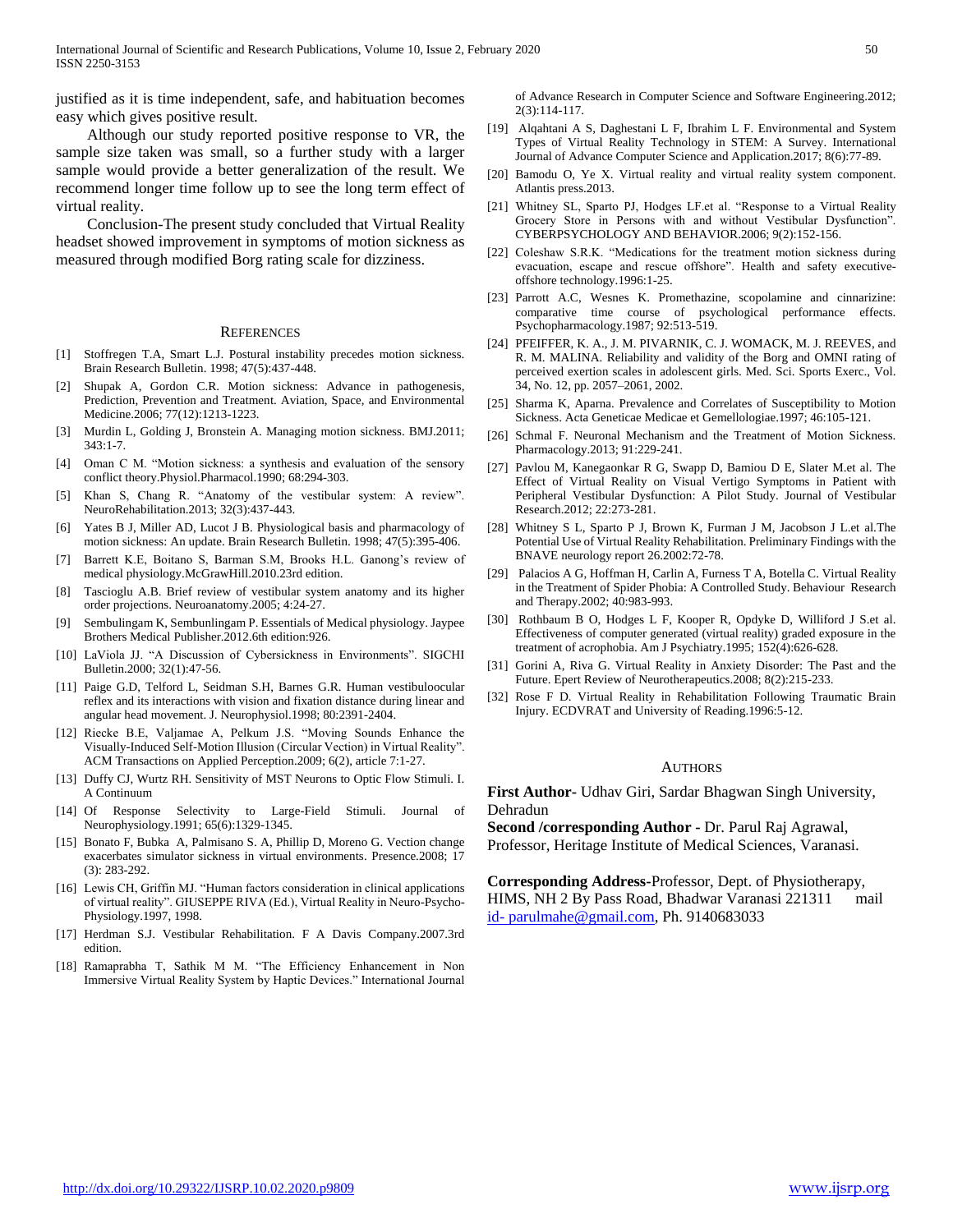justified as it is time independent, safe, and habituation becomes easy which gives positive result.

Although our study reported positive response to VR, the sample size taken was small, so a further study with a larger sample would provide a better generalization of the result. We recommend longer time follow up to see the long term effect of virtual reality.

Conclusion-The present study concluded that Virtual Reality headset showed improvement in symptoms of motion sickness as measured through modified Borg rating scale for dizziness.

## REFERENCES

[1] Stoffregen T.A, Smart L.J. Postural instability precedes motion sickness. Brain Research Bulletin. 1998; 47(5):437-448.

[2] Shupak A, Gordon C.R. Motion sickness: Advance in pathogenesis, Prediction, Prevention and Treatment. Aviation, Space, and Environmental Medicine.2006; 77(12):1213-1223.

[3] Murdin L, Golding J, Bronstein A. Managing motion sickness. BMJ.2011; 343:1-7.

[4] Oman C M. "Motion sickness: a synthesis and evaluation of the sensory conflict theory.Physiol.Pharmacol.1990; 68:294-303.

[5] Khan S, Chang R. "Anatomy of the vestibular system: A review". NeuroRehabilitation.2013; 32(3):437-443.

[6] Yates B J, Miller AD, Lucot J B. Physiological basis and pharmacology of motion sickness: An update. Brain Research Bulletin. 1998; 47(5):395-406.

[7] Barrett K.E, Boitano S, Barman S.M, Brooks H.L. Ganong's review of medical physiology.McGrawHill.2010.23rd edition.

[8] Tascioglu A.B. Brief review of vestibular system anatomy and its higher order projections. Neuroanatomy.2005; 4:24-27.

[9] Sembulingam K, Sembunlingam P. Essentials of Medical physiology. Jaypee Brothers Medical Publisher.2012.6th edition:926.

[10] LaViola JJ. "A Discussion of Cybersickness in Environments". SIGCHI Bulletin.2000; 32(1):47-56.

[11] Paige G.D, Telford L, Seidman S.H, Barnes G.R. Human vestibuloocular reflex and its interactions with vision and fixation distance during linear and angular head movement. J. Neurophysiol.1998; 80:2391-2404.

[12] Riecke B.E, Valjamae A, Pelkum J.S. "Moving Sounds Enhance the Visually-Induced Self-Motion Illusion (Circular Vection) in Virtual Reality". ACM Transactions on Applied Perception.2009; 6(2), article 7:1-27.

[13] Duffy CJ, Wurtz RH. Sensitivity of MST Neurons to Optic Flow Stimuli. I. A Continuum

[14] Of Response Selectivity to Large-Field Stimuli. Journal of Neurophysiology.1991; 65(6):1329-1345.

[15] Bonato F, Bubka A, Palmisano S. A, Phillip D, Moreno G. Vection change exacerbates simulator sickness in virtual environments. Presence.2008; 17 (3): 283-292.

[16] Lewis CH, Griffin MJ. "Human factors consideration in clinical applications of virtual reality". GIUSEPPE RIVA (Ed.), Virtual Reality in Neuro-Psycho-Physiology.1997, 1998.

[17] Herdman S.J. Vestibular Rehabilitation. F A Davis Company.2007.3rd edition.

[18] Ramaprabha T, Sathik M M. "The Efficiency Enhancement in Non Immersive Virtual Reality System by Haptic Devices." International Journal of Advance Research in Computer Science and Software Engineering.2012; 2(3):114-117.

[19] Alqahtani A S, Daghestani L F, Ibrahim L F. Environmental and System Types of Virtual Reality Technology in STEM: A Survey. International Journal of Advance Computer Science and Application.2017; 8(6):77-89.

[20] Bamodu O, Ye X. Virtual reality and virtual reality system component. Atlantis press.2013.

[21] Whitney SL, Sparto PJ, Hodges LF.et al. "Response to a Virtual Reality Grocery Store in Persons with and without Vestibular Dysfunction". CYBERPSYCHOLOGY AND BEHAVIOR.2006; 9(2):152-156.

[22] Coleshaw S.R.K. "Medications for the treatment motion sickness during evacuation, escape and rescue offshore". Health and safety executive-offshore technology.1996:1-25.

[23] Parrott A.C, Wesnes K. Promethazine, scopolamine and cinnarizine: comparative time course of psychological performance effects. Psychopharmacology.1987; 92:513-519.

[24] PFEIFFER, K. A., J. M. PIVARNIK, C. J. WOMACK, M. J. REEVES, and R. M. MALINA. Reliability and validity of the Borg and OMNI rating of perceived exertion scales in adolescent girls. Med. Sci. Sports Exerc., Vol. 34, No. 12, pp. 2057–2061, 2002.

[25] Sharma K, Aparna. Prevalence and Correlates of Susceptibility to Motion Sickness. Acta Geneticae Medicae et Gemellologiae.1997; 46:105-121.

[26] Schmal F. Neuronal Mechanism and the Treatment of Motion Sickness. Pharmacology.2013; 91:229-241.

[27] Pavlou M, Kanegaonkar R G, Swapp D, Bamiou D E, Slater M.et al. The Effect of Virtual Reality on Visual Vertigo Symptoms in Patient with Peripheral Vestibular Dysfunction: A Pilot Study. Journal of Vestibular Research.2012; 22:273-281.

[28] Whitney S L, Sparto P J, Brown K, Furman J M, Jacobson J L.et al.The Potential Use of Virtual Reality Rehabilitation. Preliminary Findings with the BNAVE neurology report 26.2002:72-78.

[29] Palacios A G, Hoffman H, Carlin A, Furness T A, Botella C. Virtual Reality in the Treatment of Spider Phobia: A Controlled Study. Behaviour Research and Therapy.2002; 40:983-993.

[30] Rothbaum B O, Hodges L F, Kooper R, Opdyke D, Williford J S.et al. Effectiveness of computer generated (virtual reality) graded exposure in the treatment of acrophobia. Am J Psychiatry.1995; 152(4):626-628.

[31] Gorini A, Riva G. Virtual Reality in Anxiety Disorder: The Past and the Future. Epert Review of Neurotherapeutics.2008; 8(2):215-233.

[32] Rose F D. Virtual Reality in Rehabilitation Following Traumatic Brain Injury. ECDVRAT and University of Reading.1996:5-12.

## AUTHORS

**First Author**- Udhav Giri, Sardar Bhagwan Singh University, Dehradun

**Second /corresponding Author** - Dr. Parul Raj Agrawal, Professor, Heritage Institute of Medical Sciences, Varanasi.

**Corresponding Address**-Professor, Dept. of Physiotherapy, HIMS, NH 2 By Pass Road, Bhadwar Varanasi 221311 mail id- parulmahe@gmail.com, Ph. 9140683033